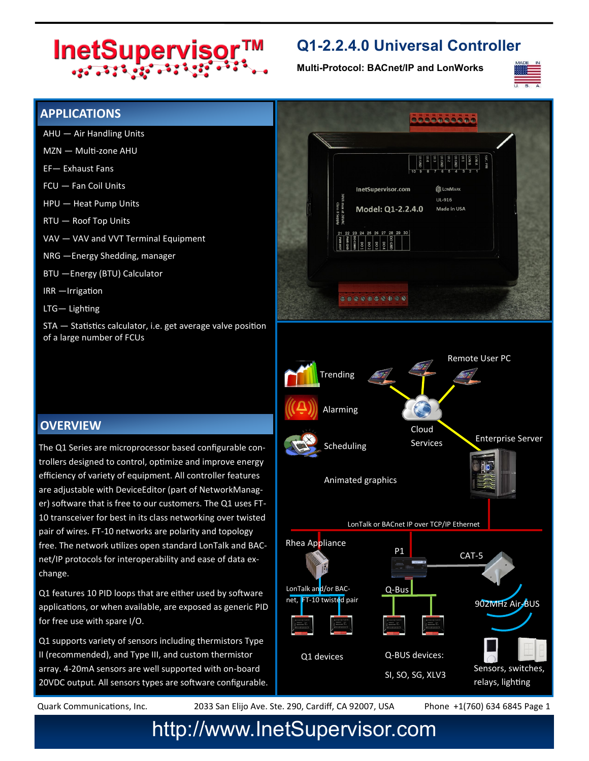# InetSupervisor™

## Q1-2.2.4.0 Universal Controller

**Multi-Protocol: BACnet/IP and LonWorks**

## APPLICATIONS

- AHU — Air Handling Units
- MZN — Multi-zone AHU
- EF— Exhaust Fans
- FCU — Fan Coil Units
- HPU — Heat Pump Units
- RTU — Roof Top Units
- VAV — VAV and VVT Terminal Equipment
- NRG —Energy Shedding, manager
- BTU —Energy (BTU) Calculator
- IRR —Irrigation
- LTG— Lighting
- STA — Statistics calculator, i.e. get average valve position of a large number of FCUs

## OVERVIEW

The Q1 Series are microprocessor based configurable controllers designed to control, optimize and improve energy efficiency of variety of equipment. All controller features are adjustable with DeviceEditor (part of NetworkManager) software that is free to our customers. The Q1 uses FT-10 transceiver for best in its class networking over twisted pair of wires. FT-10 networks are polarity and topology free. The network utilizes open standard LonTalk and BACnet/IP protocols for interoperability and ease of data exchange.

Q1 features 10 PID loops that are either used by software applications, or when available, are exposed as generic PID for free use with spare I/O.

Q1 supports variety of sensors including thermistors Type II (recommended), and Type III, and custom thermistor array. 4-20mA sensors are well supported with on-board 20VDC output. All sensors types are software configurable.

Trending

Alarming

Scheduling

Animated graphics

Remote User PC

Cloud Services

Enterprise Server

LonTalk or BACnet IP over TCP/IP Ethernet

Rhea Appliance

P1

CAT-5

LonTalk and/or BACnet, FT-10 twisted pair

Q-Bus

902MHz Air-BUS

Q1 devices

Q-BUS devices: SI, SO, SG, XLV3

Sensors, switches, relays, lighting

Quark Communications, Inc. 2033 San Elijo Ave. Ste. 290, Cardiff, CA 92007, USA Phone +1(760) 634 6845

http://www.InetSupervisor.com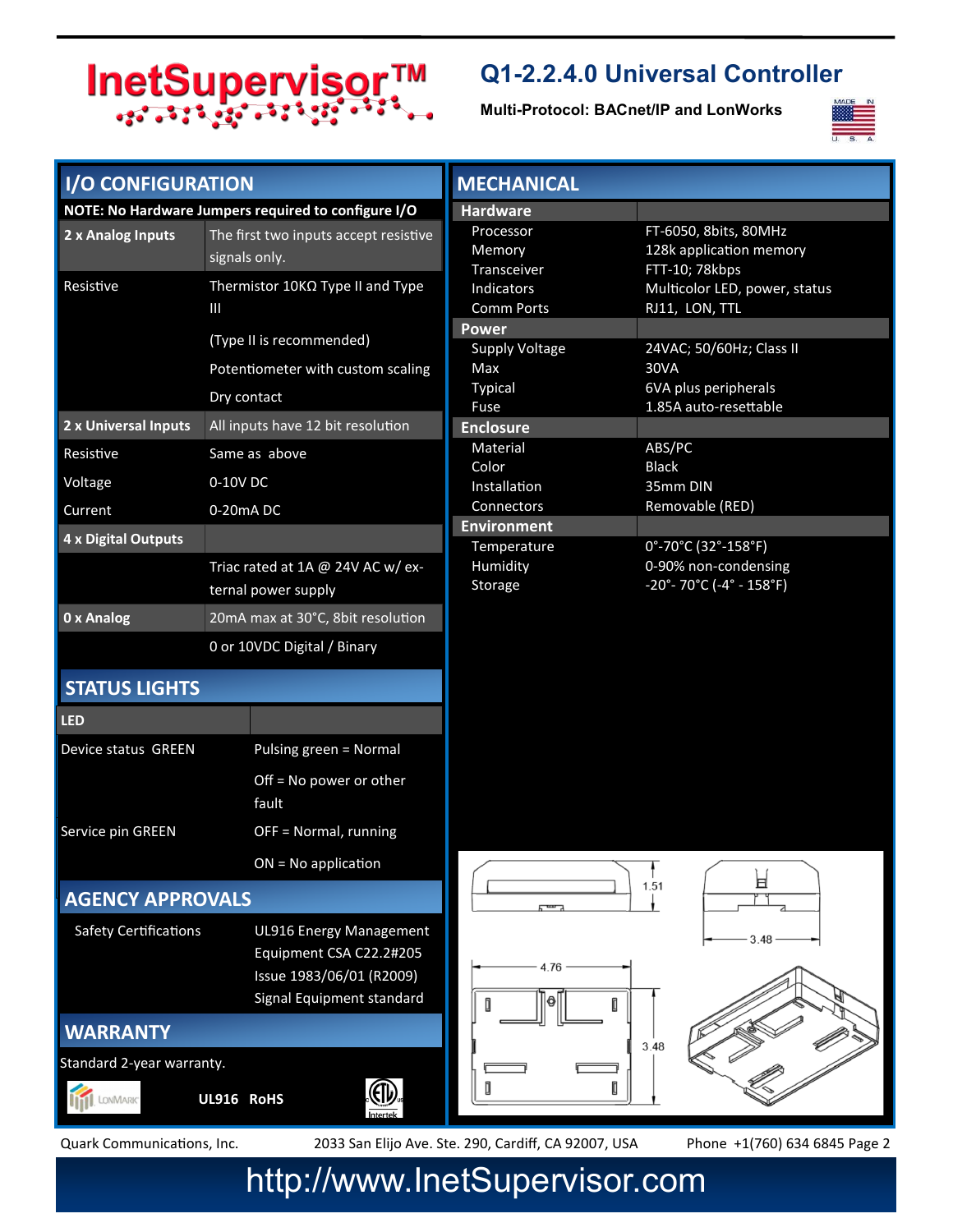# InetSupervisor™

## Q1-2.2.4.0 Universal Controller

**Multi-Protocol: BACnet/IP and LonWorks**

MADE IN U. S. A.

## I/O CONFIGURATION

**NOTE: No Hardware Jumpers required to configure I/O**

| | |
|---|---|
| **2 x Analog Inputs** | The first two inputs accept resistive signals only. |
| Resistive | Thermistor 10KΩ Type II and Type III |
| | (Type II is recommended) |
| | Potentiometer with custom scaling |
| | Dry contact |
| **2 x Universal Inputs** | All inputs have 12 bit resolution |
| Resistive | Same as above |
| Voltage | 0-10V DC |
| Current | 0-20mA DC |
| **4 x Digital Outputs** | |
| | Triac rated at 1A @ 24V AC w/ external power supply |
| **0 x Analog** | 20mA max at 30°C, 8bit resolution |
| | 0 or 10VDC Digital / Binary |

## STATUS LIGHTS

| **LED** | |
|---|---|
| Device status GREEN | Pulsing green = Normal |
| | Off = No power or other fault |
| Service pin GREEN | OFF = Normal, running |
| | ON = No application |

## AGENCY APPROVALS

| | |
|---|---|
| Safety Certifications | UL916 Energy Management Equipment CSA C22.2#205 Issue 1983/06/01 (R2009) Signal Equipment standard |

## WARRANTY

Standard 2-year warranty.

LONMARK UL916 RoHS Intertek

## MECHANICAL

| **Hardware** | |
|---|---|
| Processor | FT-6050, 8bits, 80MHz |
| Memory | 128k application memory |
| Transceiver | FTT-10; 78kbps |
| Indicators | Multicolor LED, power, status |
| Comm Ports | RJ11, LON, TTL |
| **Power** | |
| Supply Voltage | 24VAC; 50/60Hz; Class II |
| Max | 30VA |
| Typical | 6VA plus peripherals |
| Fuse | 1.85A auto-resettable |
| **Enclosure** | |
| Material | ABS/PC |
| Color | Black |
| Installation | 35mm DIN |
| Connectors | Removable (RED) |
| **Environment** | |
| Temperature | 0°-70°C (32°-158°F) |
| Humidity | 0-90% non-condensing |
| Storage | -20°- 70°C (-4° - 158°F) |

1.51
3.48
4.76
3.48

Quark Communications, Inc. 2033 San Elijo Ave. Ste. 290, Cardiff, CA 92007, USA Phone +1(760) 634 6845

http://www.InetSupervisor.com